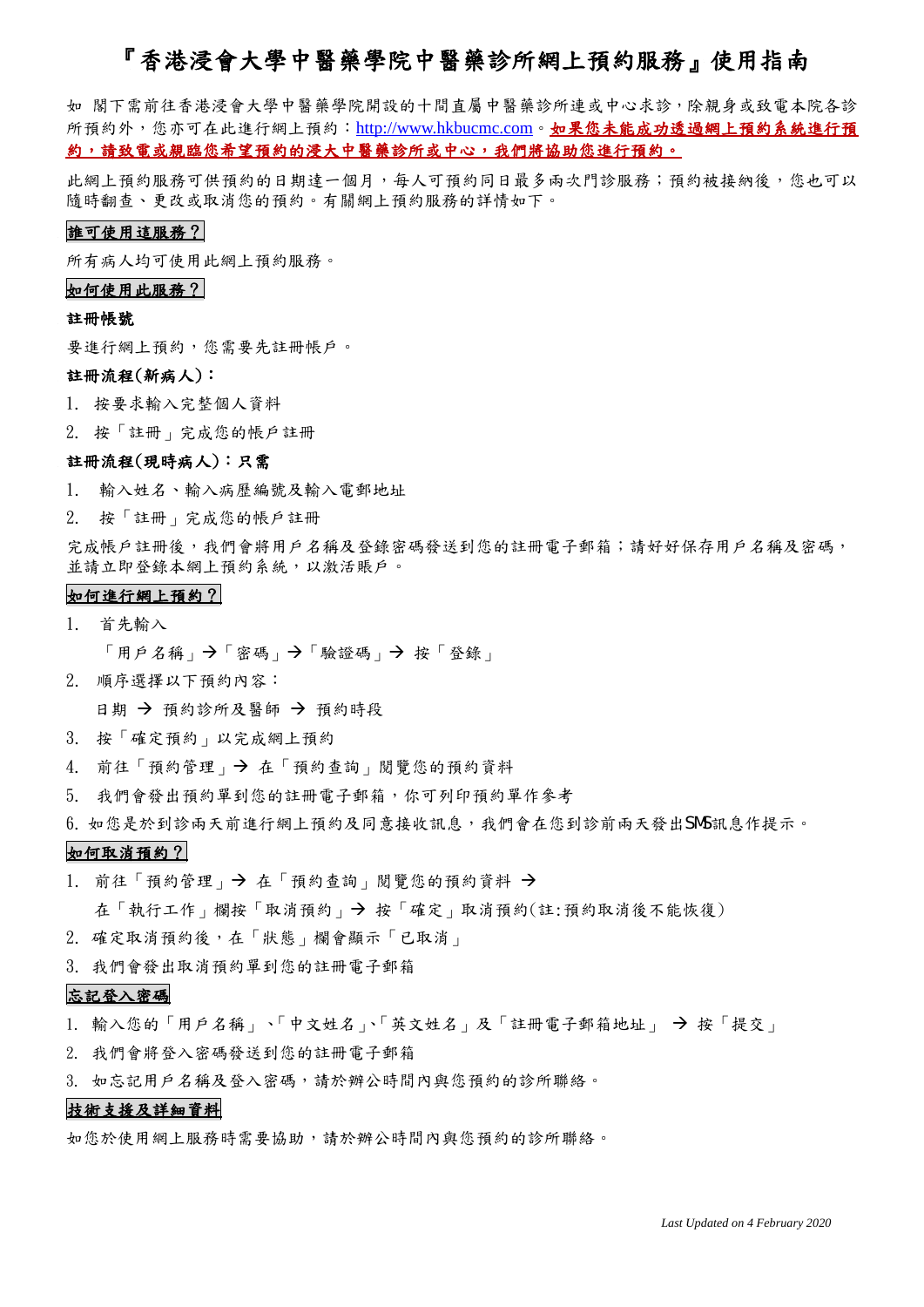# 『香港浸會大學中醫藥學院中醫藥診所網上預約服務』使用指南

如 閣下需前往香港浸會大學中醫藥學院開設的十間直屬中醫藥診所連或中心求診，除親身或致電本院各診所預約外，您亦可在此進行網上預約：http://www.hkbucmc.com。**如果您未能成功透過網上預約系統進行預約，請致電或親臨您希望預約的浸大中醫藥診所或中心，我們將協助您進行預約。**

此網上預約服務可供預約的日期達一個月，每人可預約同日最多兩次門診服務；預約被接納後，您也可以隨時翻查、更改或取消您的預約。有關網上預約服務的詳情如下。

## 誰可使用這服務？

所有病人均可使用此網上預約服務。

## 如何使用此服務？

**註冊帳號**

要進行網上預約，您需要先註冊帳戶。

**註冊流程(新病人)：**

1. 按要求輸入完整個人資料
2. 按「註冊」完成您的帳戶註冊

**註冊流程(現時病人)：只需**

1. 輸入姓名、輸入病歷編號及輸入電郵地址
2. 按「註冊」完成您的帳戶註冊

完成帳戶註冊後，我們會將用戶名稱及登錄密碼發送到您的註冊電子郵箱；請好好保存用戶名稱及密碼，並請立即登錄本網上預約系統，以激活賬戶。

## 如何進行網上預約？

1. 首先輸入

   「用戶名稱」→「密碼」→「驗證碼」→ 按「登錄」

2. 順序選擇以下預約內容：

   日期 → 預約診所及醫師 → 預約時段

3. 按「確定預約」以完成網上預約
4. 前往「預約管理」→ 在「預約查詢」閱覽您的預約資料
5. 我們會發出預約單到您的註冊電子郵箱，你可列印預約單作參考
6. 如您是於到診兩天前進行網上預約及同意接收訊息，我們會在您到診前兩天發出SMS訊息作提示。

## 如何取消預約？

1. 前往「預約管理」→ 在「預約查詢」閱覽您的預約資料 →

   在「執行工作」欄按「取消預約」→ 按「確定」取消預約(註:預約取消後不能恢復)

2. 確定取消預約後，在「狀態」欄會顯示「已取消」
3. 我們會發出取消預約單到您的註冊電子郵箱

## 忘記登入密碼

1. 輸入您的「用戶名稱」、「中文姓名」、「英文姓名」及「註冊電子郵箱地址」 → 按「提交」
2. 我們會將登入密碼發送到您的註冊電子郵箱
3. 如忘記用戶名稱及登入密碼，請於辦公時間內與您預約的診所聯絡。

## 技術支援及詳細資料

如您於使用網上服務時需要協助，請於辦公時間內與您預約的診所聯絡。

*Last Updated on 4 February 2020*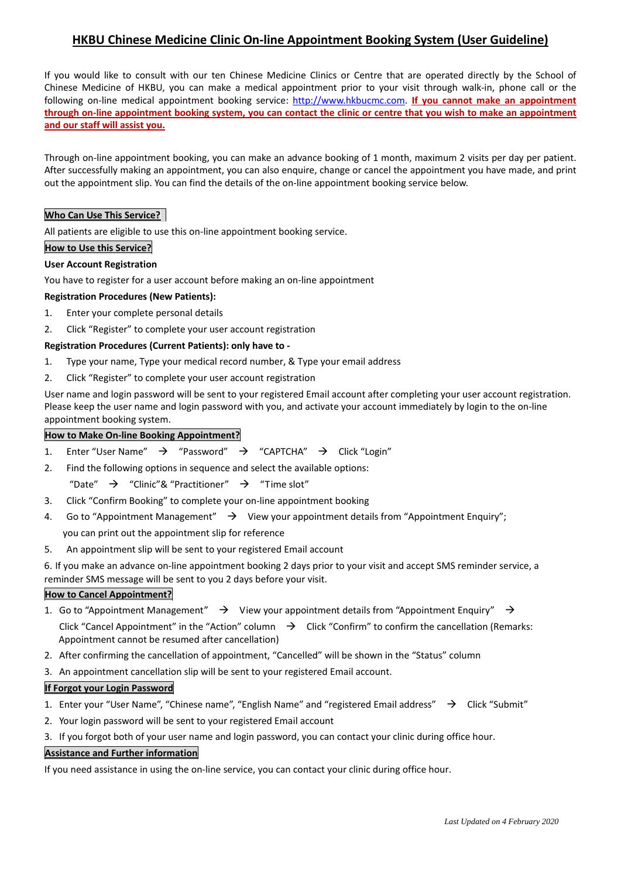# HKBU Chinese Medicine Clinic On-line Appointment Booking System (User Guideline)

If you would like to consult with our ten Chinese Medicine Clinics or Centre that are operated directly by the School of Chinese Medicine of HKBU, you can make a medical appointment prior to your visit through walk-in, phone call or the following on-line medical appointment booking service: http://www.hkbucmc.com. **If you cannot make an appointment through on-line appointment booking system, you can contact the clinic or centre that you wish to make an appointment and our staff will assist you.**

Through on-line appointment booking, you can make an advance booking of 1 month, maximum 2 visits per day per patient. After successfully making an appointment, you can also enquire, change or cancel the appointment you have made, and print out the appointment slip. You can find the details of the on-line appointment booking service below.

## Who Can Use This Service?

All patients are eligible to use this on-line appointment booking service.

## How to Use this Service?

**User Account Registration**

You have to register for a user account before making an on-line appointment

**Registration Procedures (New Patients):**

1. Enter your complete personal details
2. Click "Register" to complete your user account registration

**Registration Procedures (Current Patients): only have to -**

1. Type your name, Type your medical record number, & Type your email address
2. Click "Register" to complete your user account registration

User name and login password will be sent to your registered Email account after completing your user account registration. Please keep the user name and login password with you, and activate your account immediately by login to the on-line appointment booking system.

## How to Make On-line Booking Appointment?

1. Enter "User Name" → "Password" → "CAPTCHA" → Click "Login"
2. Find the following options in sequence and select the available options:
   "Date" → "Clinic"& "Practitioner" → "Time slot"
3. Click "Confirm Booking" to complete your on-line appointment booking
4. Go to "Appointment Management" → View your appointment details from "Appointment Enquiry"; you can print out the appointment slip for reference
5. An appointment slip will be sent to your registered Email account

6. If you make an advance on-line appointment booking 2 days prior to your visit and accept SMS reminder service, a reminder SMS message will be sent to you 2 days before your visit.

## How to Cancel Appointment?

1. Go to "Appointment Management" → View your appointment details from "Appointment Enquiry" → Click "Cancel Appointment" in the "Action" column → Click "Confirm" to confirm the cancellation (Remarks: Appointment cannot be resumed after cancellation)
2. After confirming the cancellation of appointment, "Cancelled" will be shown in the "Status" column
3. An appointment cancellation slip will be sent to your registered Email account.

## If Forgot your Login Password

1. Enter your "User Name", "Chinese name", "English Name" and "registered Email address" → Click "Submit"
2. Your login password will be sent to your registered Email account
3. If you forgot both of your user name and login password, you can contact your clinic during office hour.

## Assistance and Further information

If you need assistance in using the on-line service, you can contact your clinic during office hour.

*Last Updated on 4 February 2020*